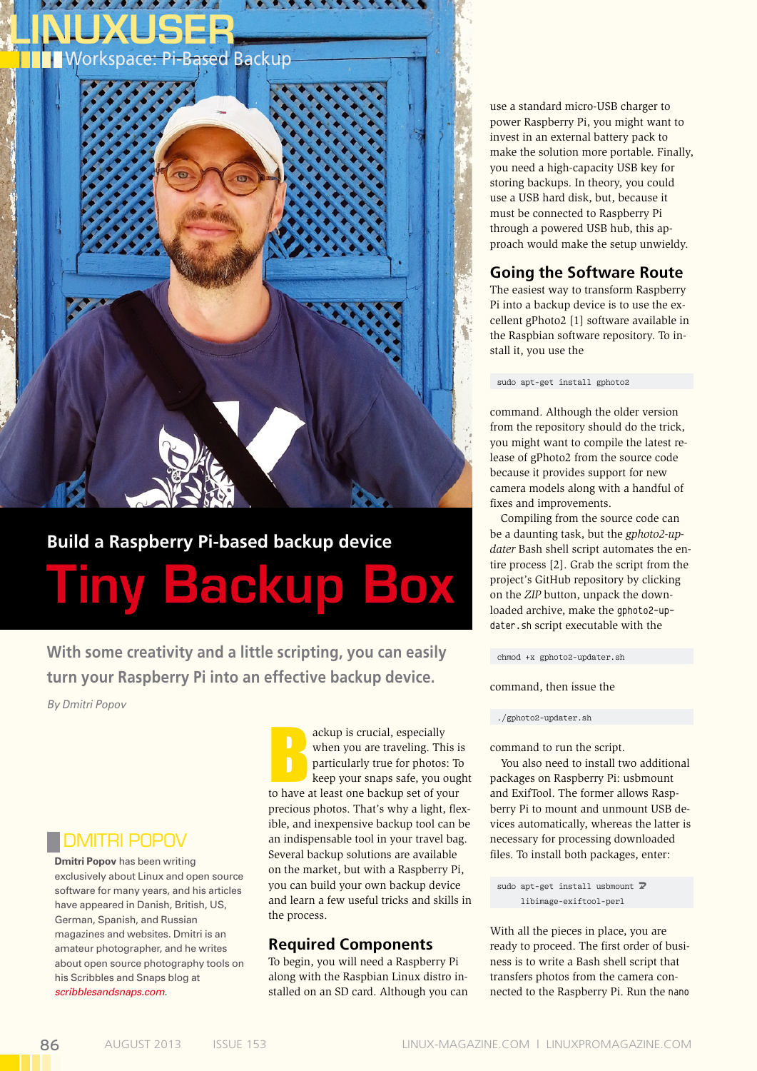# Build a Raspberry Pi-based backup device

# Tiny Backup Box

**With some creativity and a little scripting, you can easily turn your Raspberry Pi into an effective backup device.**

*By Dmitri Popov*

Backup is crucial, especially when you are traveling. This is particularly true for photos: To keep your snaps safe, you ought to have at least one backup set of your precious photos. That's why a light, flexible, and inexpensive backup tool can be an indispensable tool in your travel bag. Several backup solutions are available on the market, but with a Raspberry Pi, you can build your own backup device and learn a few useful tricks and skills in the process.

## Required Components

To begin, you will need a Raspberry Pi along with the Raspbian Linux distro installed on an SD card. Although you can use a standard micro-USB charger to power Raspberry Pi, you might want to invest in an external battery pack to make the solution more portable. Finally, you need a high-capacity USB key for storing backups. In theory, you could use a USB hard disk, but, because it must be connected to Raspberry Pi through a powered USB hub, this approach would make the setup unwieldy.

## Going the Software Route

The easiest way to transform Raspberry Pi into a backup device is to use the excellent gPhoto2 [1] software available in the Raspbian software repository. To install it, you use the

```
sudo apt-get install gphoto2
```

command. Although the older version from the repository should do the trick, you might want to compile the latest release of gPhoto2 from the source code because it provides support for new camera models along with a handful of fixes and improvements.

Compiling from the source code can be a daunting task, but the *gphoto2-updater* Bash shell script automates the entire process [2]. Grab the script from the project's GitHub repository by clicking on the *ZIP* button, unpack the downloaded archive, make the `gphoto2-updater.sh` script executable with the

```
chmod +x gphoto2-updater.sh
```

command, then issue the

```
./gphoto2-updater.sh
```

command to run the script.

You also need to install two additional packages on Raspberry Pi: usbmount and ExifTool. The former allows Raspberry Pi to mount and unmount USB devices automatically, whereas the latter is necessary for processing downloaded files. To install both packages, enter:

```
sudo apt-get install usbmount ↩
    libimage-exiftool-perl
```

With all the pieces in place, you are ready to proceed. The first order of business is to write a Bash shell script that transfers photos from the camera connected to the Raspberry Pi. Run the `nano`

## DMITRI POPOV

**Dmitri Popov** has been writing exclusively about Linux and open source software for many years, and his articles have appeared in Danish, British, US, German, Spanish, and Russian magazines and websites. Dmitri is an amateur photographer, and he writes about open source photography tools on his Scribbles and Snaps blog at *scribblesandsnaps.com*.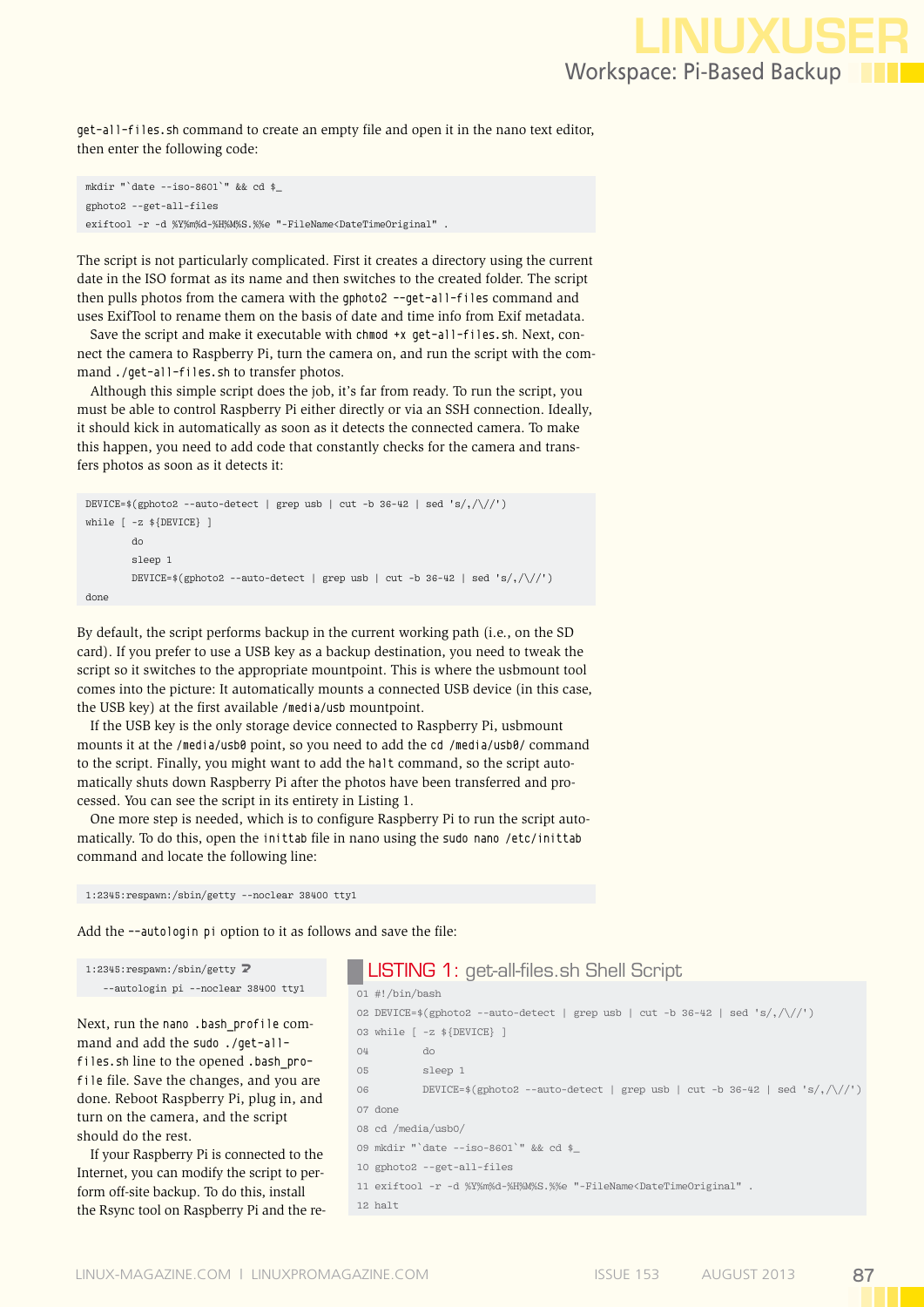get-all-files.sh command to create an empty file and open it in the nano text editor, then enter the following code:

```
mkdir "`date --iso-8601`" && cd $_
gphoto2 --get-all-files
exiftool -r -d %Y%m%d-%H%M%S.%%e "-FileName<DateTimeOriginal" .
```

The script is not particularly complicated. First it creates a directory using the current date in the ISO format as its name and then switches to the created folder. The script then pulls photos from the camera with the `gphoto2 --get-all-files` command and uses ExifTool to rename them on the basis of date and time info from Exif metadata.

Save the script and make it executable with `chmod +x get-all-files.sh`. Next, connect the camera to Raspberry Pi, turn the camera on, and run the script with the command `./get-all-files.sh` to transfer photos.

Although this simple script does the job, it's far from ready. To run the script, you must be able to control Raspberry Pi either directly or via an SSH connection. Ideally, it should kick in automatically as soon as it detects the connected camera. To make this happen, you need to add code that constantly checks for the camera and transfers photos as soon as it detects it:

```
DEVICE=$(gphoto2 --auto-detect | grep usb | cut -b 36-42 | sed 's/,/\//')
while [ -z ${DEVICE} ]
        do
        sleep 1
        DEVICE=$(gphoto2 --auto-detect | grep usb | cut -b 36-42 | sed 's/,/\//')
done
```

By default, the script performs backup in the current working path (i.e., on the SD card). If you prefer to use a USB key as a backup destination, you need to tweak the script so it switches to the appropriate mountpoint. This is where the usbmount tool comes into the picture: It automatically mounts a connected USB device (in this case, the USB key) at the first available `/media/usb` mountpoint.

If the USB key is the only storage device connected to Raspberry Pi, usbmount mounts it at the `/media/usb0` point, so you need to add the `cd /media/usb0/` command to the script. Finally, you might want to add the `halt` command, so the script automatically shuts down Raspberry Pi after the photos have been transferred and processed. You can see the script in its entirety in Listing 1.

One more step is needed, which is to configure Raspberry Pi to run the script automatically. To do this, open the `inittab` file in nano using the `sudo nano /etc/inittab` command and locate the following line:

```
1:2345:respawn:/sbin/getty --noclear 38400 tty1
```

Add the `--autologin pi` option to it as follows and save the file:

```
1:2345:respawn:/sbin/getty 
   --autologin pi --noclear 38400 tty1
```

Next, run the `nano .bash_profile` command and add the `sudo ./get-all-files.sh` line to the opened `.bash_profile` file. Save the changes, and you are done. Reboot Raspberry Pi, plug in, and turn on the camera, and the script should do the rest.

If your Raspberry Pi is connected to the Internet, you can modify the script to perform off-site backup. To do this, install the Rsync tool on Raspberry Pi and the re-

### LISTING 1: get-all-files.sh Shell Script

```
01 #!/bin/bash
02 DEVICE=$(gphoto2 --auto-detect | grep usb | cut -b 36-42 | sed 's/,/\//')
03 while [ -z ${DEVICE} ]
04         do
05         sleep 1
06         DEVICE=$(gphoto2 --auto-detect | grep usb | cut -b 36-42 | sed 's/,/\//')
07 done
08 cd /media/usb0/
09 mkdir "`date --iso-8601`" && cd $_
10 gphoto2 --get-all-files
11 exiftool -r -d %Y%m%d-%H%M%S.%%e "-FileName<DateTimeOriginal" .
12 halt
```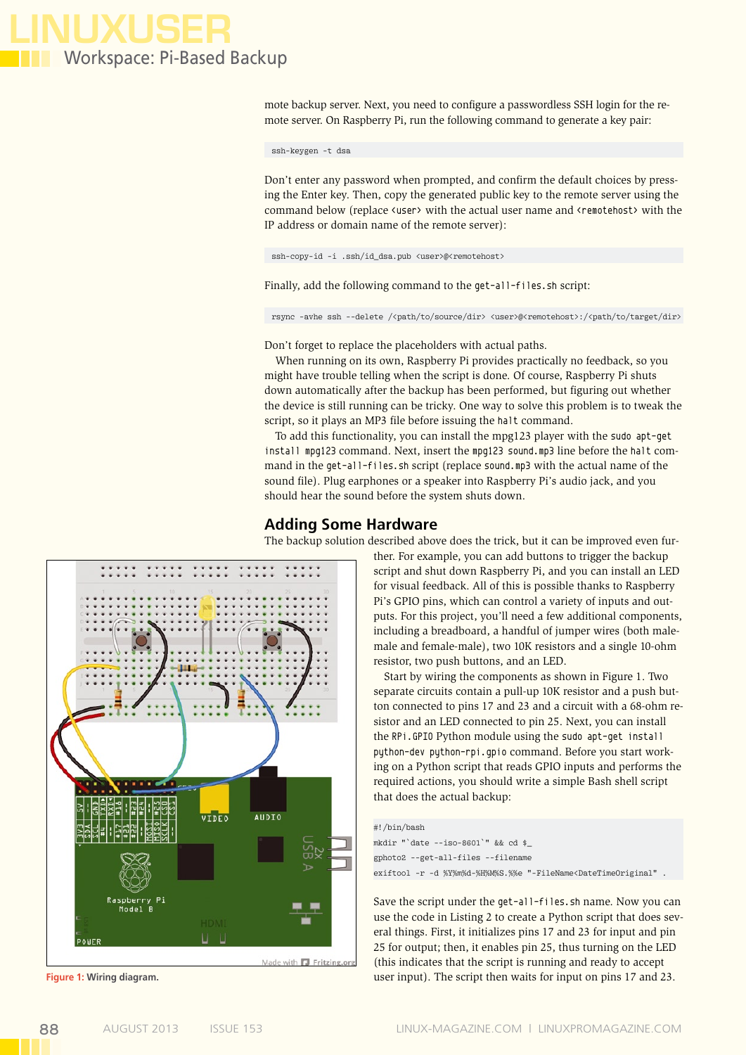mote backup server. Next, you need to configure a passwordless SSH login for the remote server. On Raspberry Pi, run the following command to generate a key pair:

```
ssh-keygen -t dsa
```

Don't enter any password when prompted, and confirm the default choices by pressing the Enter key. Then, copy the generated public key to the remote server using the command below (replace `<user>` with the actual user name and `<remotehost>` with the IP address or domain name of the remote server):

```
ssh-copy-id -i .ssh/id_dsa.pub <user>@<remotehost>
```

Finally, add the following command to the `get-all-files.sh` script:

```
rsync -avhe ssh --delete /<path/to/source/dir> <user>@<remotehost>:/<path/to/target/dir>
```

Don't forget to replace the placeholders with actual paths.

When running on its own, Raspberry Pi provides practically no feedback, so you might have trouble telling when the script is done. Of course, Raspberry Pi shuts down automatically after the backup has been performed, but figuring out whether the device is still running can be tricky. One way to solve this problem is to tweak the script, so it plays an MP3 file before issuing the `halt` command.

To add this functionality, you can install the mpg123 player with the `sudo apt-get install mpg123` command. Next, insert the `mpg123 sound.mp3` line before the `halt` command in the `get-all-files.sh` script (replace `sound.mp3` with the actual name of the sound file). Plug earphones or a speaker into Raspberry Pi's audio jack, and you should hear the sound before the system shuts down.

## Adding Some Hardware

The backup solution described above does the trick, but it can be improved even further. For example, you can add buttons to trigger the backup script and shut down Raspberry Pi, and you can install an LED for visual feedback. All of this is possible thanks to Raspberry Pi's GPIO pins, which can control a variety of inputs and outputs. For this project, you'll need a few additional components, including a breadboard, a handful of jumper wires (both male-male and female-male), two 10K resistors and a single 10-ohm resistor, two push buttons, and an LED.

Start by wiring the components as shown in Figure 1. Two separate circuits contain a pull-up 10K resistor and a push button connected to pins 17 and 23 and a circuit with a 68-ohm resistor and an LED connected to pin 25. Next, you can install the `RPi.GPIO` Python module using the `sudo apt-get install python-dev python-rpi.gpio` command. Before you start working on a Python script that reads GPIO inputs and performs the required actions, you should write a simple Bash shell script that does the actual backup:

```
#!/bin/bash
mkdir "`date --iso-8601`" && cd $_
gphoto2 --get-all-files --filename
exiftool -r -d %Y%m%d-%H%M%S.%%e "-FileName<DateTimeOriginal" .
```

Save the script under the `get-all-files.sh` name. Now you can use the code in Listing 2 to create a Python script that does several things. First, it initializes pins 17 and 23 for input and pin 25 for output; then, it enables pin 25, thus turning on the LED (this indicates that the script is running and ready to accept user input). The script then waits for input on pins 17 and 23.

**Figure 1:** Wiring diagram.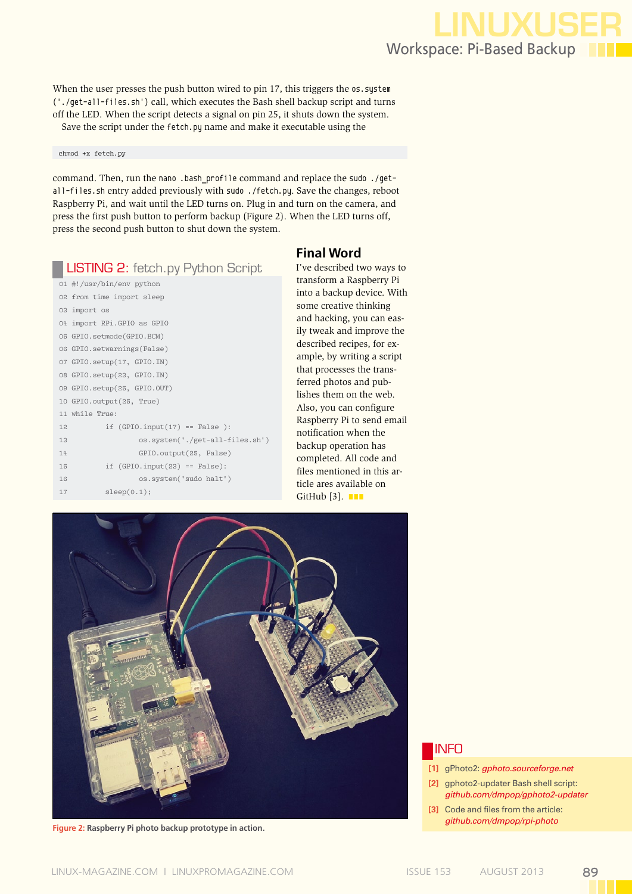When the user presses the push button wired to pin 17, this triggers the `os.system('./get-all-files.sh')` call, which executes the Bash shell backup script and turns off the LED. When the script detects a signal on pin 25, it shuts down the system.

Save the script under the `fetch.py` name and make it executable using the

```
chmod +x fetch.py
```

command. Then, run the `nano .bash_profile` command and replace the `sudo ./get-all-files.sh` entry added previously with `sudo ./fetch.py`. Save the changes, reboot Raspberry Pi, and wait until the LED turns on. Plug in and turn on the camera, and press the first push button to perform backup (Figure 2). When the LED turns off, press the second push button to shut down the system.

### LISTING 2: fetch.py Python Script

```
01 #!/usr/bin/env python
02 from time import sleep
03 import os
04 import RPi.GPIO as GPIO
05 GPIO.setmode(GPIO.BCM)
06 GPIO.setwarnings(False)
07 GPIO.setup(17, GPIO.IN)
08 GPIO.setup(23, GPIO.IN)
09 GPIO.setup(25, GPIO.OUT)
10 GPIO.output(25, True)
11 while True:
12         if (GPIO.input(17) == False ):
13                 os.system('./get-all-files.sh')
14                 GPIO.output(25, False)
15         if (GPIO.input(23) == False):
16                 os.system('sudo halt')
17         sleep(0.1);
```

## Final Word

I've described two ways to transform a Raspberry Pi into a backup device. With some creative thinking and hacking, you can easily tweak and improve the described recipes, for example, by writing a script that processes the transferred photos and publishes them on the web. Also, you can configure Raspberry Pi to send email notification when the backup operation has completed. All code and files mentioned in this article ares available on GitHub [3].

**Figure 2:** Raspberry Pi photo backup prototype in action.

## INFO

[1] gPhoto2: *gphoto.sourceforge.net*

[2] gphoto2-updater Bash shell script: *github.com/dmpop/gphoto2-updater*

[3] Code and files from the article: *github.com/dmpop/rpi-photo*